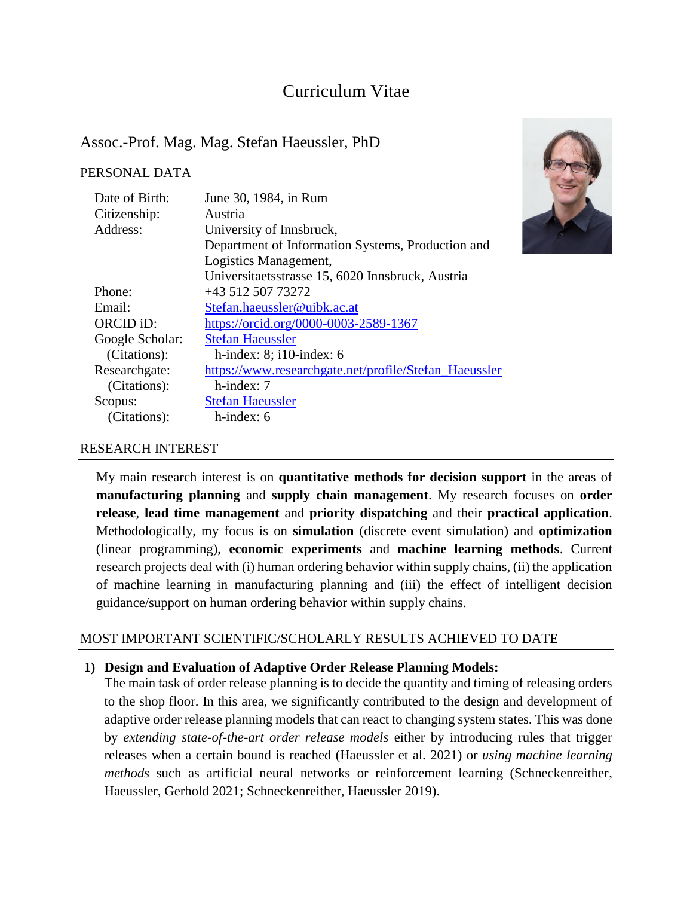# Curriculum Vitae

## Assoc.-Prof. Mag. Mag. Stefan Haeussler, PhD

### PERSONAL DATA

| | |
|---|---|
| Date of Birth: | June 30, 1984, in Rum |
| Citizenship: | Austria |
| Address: | University of Innsbruck, Department of Information Systems, Production and Logistics Management, Universitaetsstrasse 15, 6020 Innsbruck, Austria |
| Phone: | +43 512 507 73272 |
| Email: | Stefan.haeussler@uibk.ac.at |
| ORCID iD: | https://orcid.org/0000-0003-2589-1367 |
| Google Scholar: | Stefan Haeussler |
| (Citations): | h-index: 8; i10-index: 6 |
| Researchgate: | https://www.researchgate.net/profile/Stefan_Haeussler |
| (Citations): | h-index: 7 |
| Scopus: | Stefan Haeussler |
| (Citations): | h-index: 6 |

### RESEARCH INTEREST

My main research interest is on **quantitative methods for decision support** in the areas of **manufacturing planning** and **supply chain management**. My research focuses on **order release**, **lead time management** and **priority dispatching** and their **practical application**. Methodologically, my focus is on **simulation** (discrete event simulation) and **optimization** (linear programming), **economic experiments** and **machine learning methods**. Current research projects deal with (i) human ordering behavior within supply chains, (ii) the application of machine learning in manufacturing planning and (iii) the effect of intelligent decision guidance/support on human ordering behavior within supply chains.

### MOST IMPORTANT SCIENTIFIC/SCHOLARLY RESULTS ACHIEVED TO DATE

1) **Design and Evaluation of Adaptive Order Release Planning Models:**
The main task of order release planning is to decide the quantity and timing of releasing orders to the shop floor. In this area, we significantly contributed to the design and development of adaptive order release planning models that can react to changing system states. This was done by *extending state-of-the-art order release models* either by introducing rules that trigger releases when a certain bound is reached (Haeussler et al. 2021) or *using machine learning methods* such as artificial neural networks or reinforcement learning (Schneckenreither, Haeussler, Gerhold 2021; Schneckenreither, Haeussler 2019).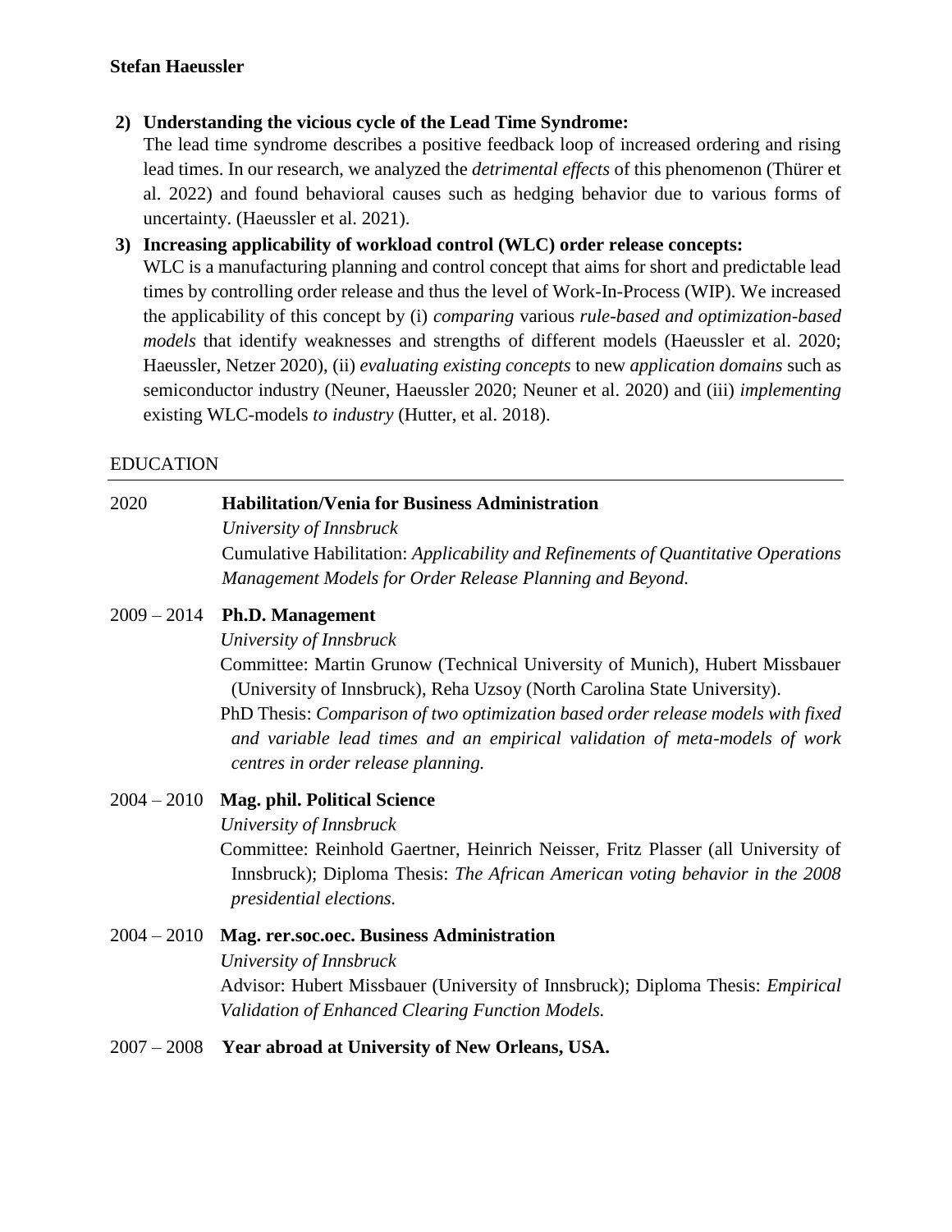2) **Understanding the vicious cycle of the Lead Time Syndrome:**
   The lead time syndrome describes a positive feedback loop of increased ordering and rising lead times. In our research, we analyzed the *detrimental effects* of this phenomenon (Thürer et al. 2022) and found behavioral causes such as hedging behavior due to various forms of uncertainty. (Haeussler et al. 2021).

3) **Increasing applicability of workload control (WLC) order release concepts:**
   WLC is a manufacturing planning and control concept that aims for short and predictable lead times by controlling order release and thus the level of Work-In-Process (WIP). We increased the applicability of this concept by (i) *comparing* various *rule-based and optimization-based models* that identify weaknesses and strengths of different models (Haeussler et al. 2020; Haeussler, Netzer 2020), (ii) *evaluating existing concepts* to new *application domains* such as semiconductor industry (Neuner, Haeussler 2020; Neuner et al. 2020) and (iii) *implementing* existing WLC-models *to industry* (Hutter, et al. 2018).

## EDUCATION

2020 **Habilitation/Venia for Business Administration**
*University of Innsbruck*
Cumulative Habilitation: *Applicability and Refinements of Quantitative Operations Management Models for Order Release Planning and Beyond.*

2009 – 2014 **Ph.D. Management**
*University of Innsbruck*
Committee: Martin Grunow (Technical University of Munich), Hubert Missbauer (University of Innsbruck), Reha Uzsoy (North Carolina State University).
PhD Thesis: *Comparison of two optimization based order release models with fixed and variable lead times and an empirical validation of meta-models of work centres in order release planning.*

2004 – 2010 **Mag. phil. Political Science**
*University of Innsbruck*
Committee: Reinhold Gaertner, Heinrich Neisser, Fritz Plasser (all University of Innsbruck); Diploma Thesis: *The African American voting behavior in the 2008 presidential elections.*

2004 – 2010 **Mag. rer.soc.oec. Business Administration**
*University of Innsbruck*
Advisor: Hubert Missbauer (University of Innsbruck); Diploma Thesis: *Empirical Validation of Enhanced Clearing Function Models.*

2007 – 2008 **Year abroad at University of New Orleans, USA.**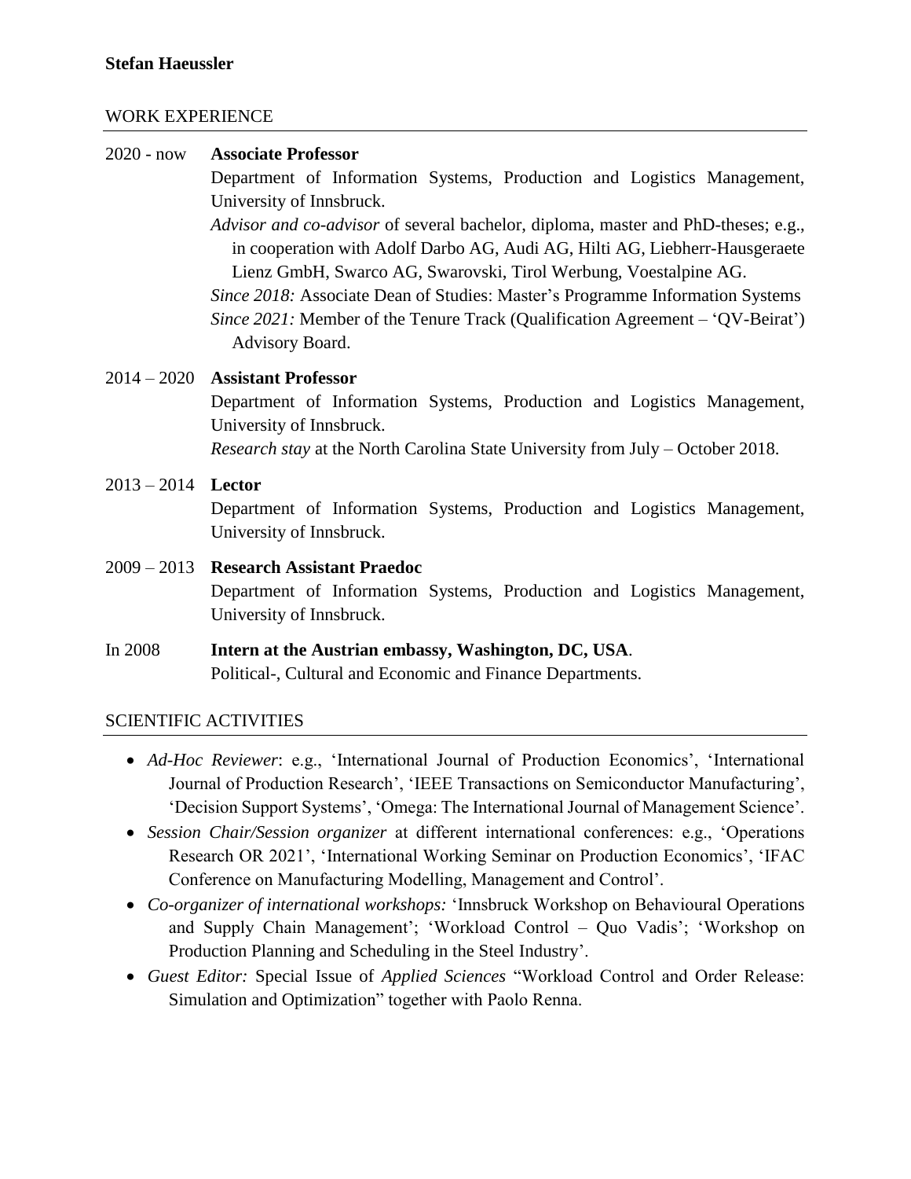**Stefan Haeussler**

## WORK EXPERIENCE

2020 - now **Associate Professor**
Department of Information Systems, Production and Logistics Management, University of Innsbruck.
*Advisor and co-advisor* of several bachelor, diploma, master and PhD-theses; e.g., in cooperation with Adolf Darbo AG, Audi AG, Hilti AG, Liebherr-Hausgeraete Lienz GmbH, Swarco AG, Swarovski, Tirol Werbung, Voestalpine AG.
*Since 2018:* Associate Dean of Studies: Master's Programme Information Systems
*Since 2021:* Member of the Tenure Track (Qualification Agreement – 'QV-Beirat') Advisory Board.

2014 – 2020 **Assistant Professor**
Department of Information Systems, Production and Logistics Management, University of Innsbruck.
*Research stay* at the North Carolina State University from July – October 2018.

2013 – 2014 **Lector**
Department of Information Systems, Production and Logistics Management, University of Innsbruck.

2009 – 2013 **Research Assistant Praedoc**
Department of Information Systems, Production and Logistics Management, University of Innsbruck.

In 2008 **Intern at the Austrian embassy, Washington, DC, USA**.
Political-, Cultural and Economic and Finance Departments.

## SCIENTIFIC ACTIVITIES

- *Ad-Hoc Reviewer*: e.g., 'International Journal of Production Economics', 'International Journal of Production Research', 'IEEE Transactions on Semiconductor Manufacturing', 'Decision Support Systems', 'Omega: The International Journal of Management Science'.
- *Session Chair/Session organizer* at different international conferences: e.g., 'Operations Research OR 2021', 'International Working Seminar on Production Economics', 'IFAC Conference on Manufacturing Modelling, Management and Control'.
- *Co-organizer of international workshops:* 'Innsbruck Workshop on Behavioural Operations and Supply Chain Management'; 'Workload Control – Quo Vadis'; 'Workshop on Production Planning and Scheduling in the Steel Industry'.
- *Guest Editor:* Special Issue of *Applied Sciences* "Workload Control and Order Release: Simulation and Optimization" together with Paolo Renna.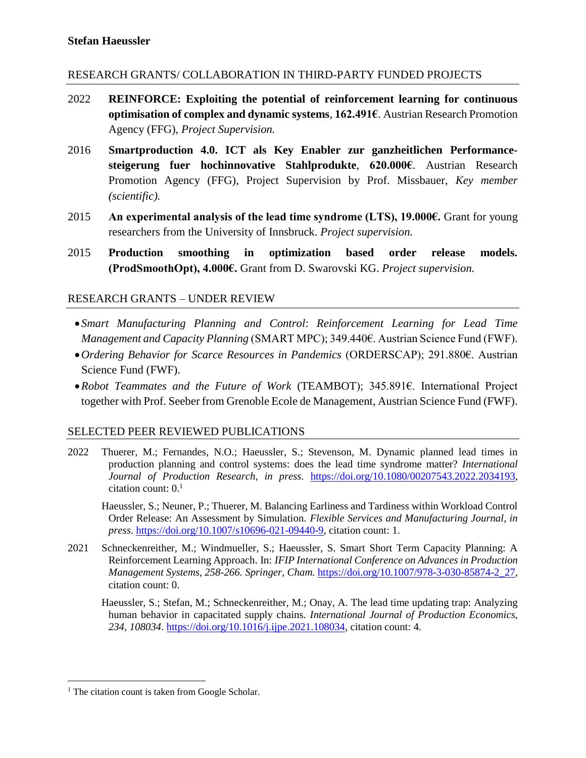**Stefan Haeussler**

## RESEARCH GRANTS/ COLLABORATION IN THIRD-PARTY FUNDED PROJECTS

2022 **REINFORCE: Exploiting the potential of reinforcement learning for continuous optimisation of complex and dynamic systems**, **162.491€**. Austrian Research Promotion Agency (FFG), *Project Supervision.*

2016 **Smartproduction 4.0. ICT als Key Enabler zur ganzheitlichen Performance-steigerung fuer hochinnovative Stahlprodukte**, **620.000€**. Austrian Research Promotion Agency (FFG), Project Supervision by Prof. Missbauer, *Key member (scientific).*

2015 **An experimental analysis of the lead time syndrome (LTS), 19.000€.** Grant for young researchers from the University of Innsbruck. *Project supervision.*

2015 **Production smoothing in optimization based order release models. (ProdSmoothOpt), 4.000€.** Grant from D. Swarovski KG. *Project supervision.*

## RESEARCH GRANTS – UNDER REVIEW

- *Smart Manufacturing Planning and Control*: *Reinforcement Learning for Lead Time Management and Capacity Planning* (SMART MPC); 349.440€. Austrian Science Fund (FWF).
- *Ordering Behavior for Scarce Resources in Pandemics* (ORDERSCAP); 291.880€. Austrian Science Fund (FWF).
- *Robot Teammates and the Future of Work* (TEAMBOT); 345.891€. International Project together with Prof. Seeber from Grenoble Ecole de Management, Austrian Science Fund (FWF).

## SELECTED PEER REVIEWED PUBLICATIONS

2022 Thuerer, M.; Fernandes, N.O.; Haeussler, S.; Stevenson, M. Dynamic planned lead times in production planning and control systems: does the lead time syndrome matter? *International Journal of Production Research, in press*. https://doi.org/10.1080/00207543.2022.2034193, citation count: 0.[1]

Haeussler, S.; Neuner, P.; Thuerer, M. Balancing Earliness and Tardiness within Workload Control Order Release: An Assessment by Simulation. *Flexible Services and Manufacturing Journal, in press*. https://doi.org/10.1007/s10696-021-09440-9, citation count: 1.

2021 Schneckenreither, M.; Windmueller, S.; Haeussler, S. Smart Short Term Capacity Planning: A Reinforcement Learning Approach. In: *IFIP International Conference on Advances in Production Management Systems, 258-266. Springer, Cham.* https://doi.org/10.1007/978-3-030-85874-2_27, citation count: 0.

Haeussler, S.; Stefan, M.; Schneckenreither, M.; Onay, A. The lead time updating trap: Analyzing human behavior in capacitated supply chains. *International Journal of Production Economics, 234, 108034*. https://doi.org/10.1016/j.ijpe.2021.108034, citation count: 4.

[1] The citation count is taken from Google Scholar.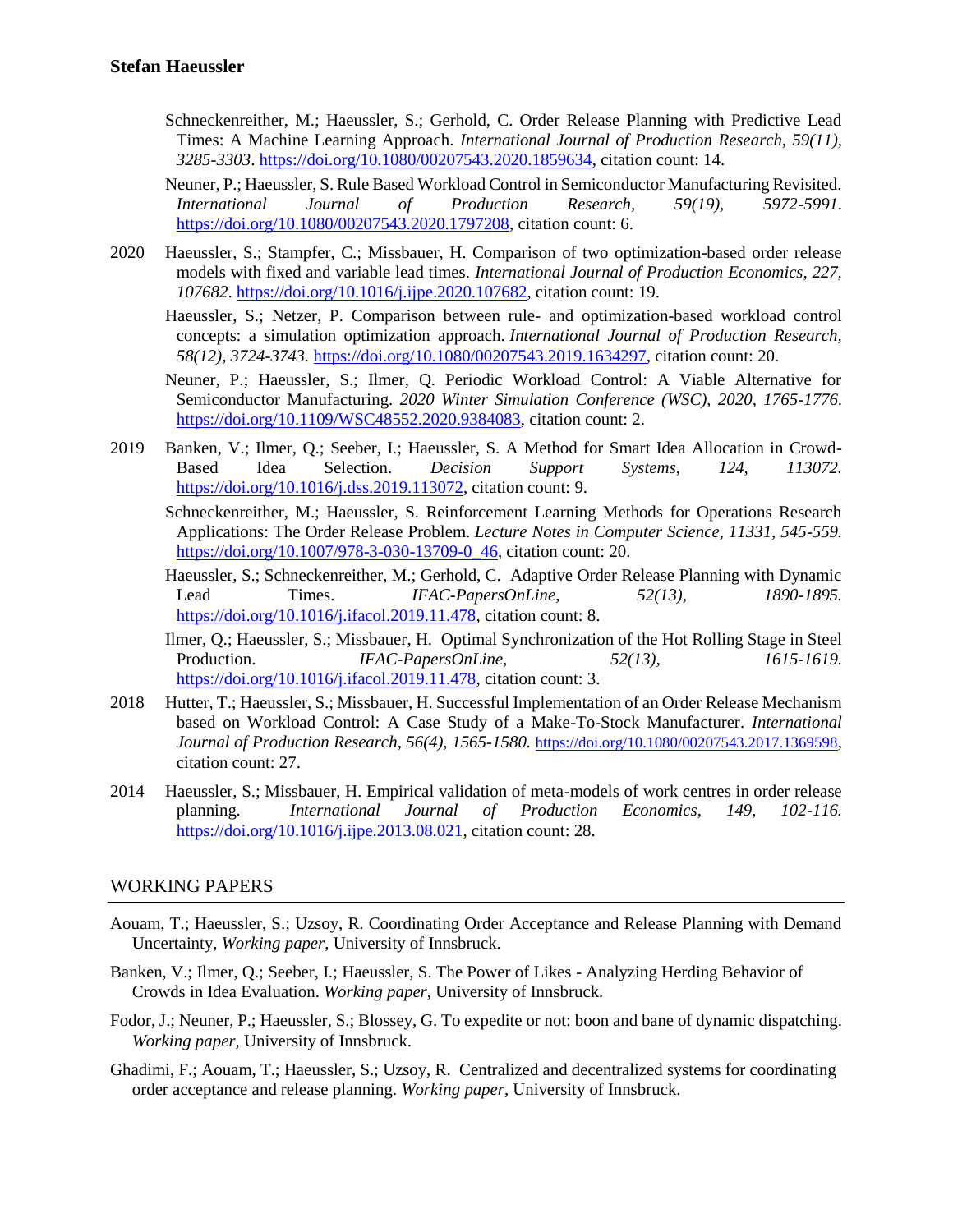Schneckenreither, M.; Haeussler, S.; Gerhold, C. Order Release Planning with Predictive Lead Times: A Machine Learning Approach. *International Journal of Production Research, 59(11), 3285-3303*. https://doi.org/10.1080/00207543.2020.1859634, citation count: 14.

Neuner, P.; Haeussler, S. Rule Based Workload Control in Semiconductor Manufacturing Revisited. *International Journal of Production Research, 59(19), 5972-5991*. https://doi.org/10.1080/00207543.2020.1797208, citation count: 6.

2020 Haeussler, S.; Stampfer, C.; Missbauer, H. Comparison of two optimization-based order release models with fixed and variable lead times. *International Journal of Production Economics, 227, 107682*. https://doi.org/10.1016/j.ijpe.2020.107682, citation count: 19.

Haeussler, S.; Netzer, P. Comparison between rule- and optimization-based workload control concepts: a simulation optimization approach. *International Journal of Production Research, 58(12), 3724-3743.* https://doi.org/10.1080/00207543.2019.1634297, citation count: 20.

Neuner, P.; Haeussler, S.; Ilmer, Q. Periodic Workload Control: A Viable Alternative for Semiconductor Manufacturing. *2020 Winter Simulation Conference (WSC), 2020, 1765-1776*. https://doi.org/10.1109/WSC48552.2020.9384083, citation count: 2.

2019 Banken, V.; Ilmer, Q.; Seeber, I.; Haeussler, S. A Method for Smart Idea Allocation in Crowd-Based Idea Selection. *Decision Support Systems, 124, 113072.* https://doi.org/10.1016/j.dss.2019.113072, citation count: 9.

Schneckenreither, M.; Haeussler, S. Reinforcement Learning Methods for Operations Research Applications: The Order Release Problem. *Lecture Notes in Computer Science, 11331, 545-559.* https://doi.org/10.1007/978-3-030-13709-0_46, citation count: 20.

Haeussler, S.; Schneckenreither, M.; Gerhold, C. Adaptive Order Release Planning with Dynamic Lead Times. *IFAC-PapersOnLine, 52(13), 1890-1895.* https://doi.org/10.1016/j.ifacol.2019.11.478, citation count: 8.

Ilmer, Q.; Haeussler, S.; Missbauer, H. Optimal Synchronization of the Hot Rolling Stage in Steel Production. *IFAC-PapersOnLine, 52(13), 1615-1619.* https://doi.org/10.1016/j.ifacol.2019.11.478, citation count: 3.

2018 Hutter, T.; Haeussler, S.; Missbauer, H. Successful Implementation of an Order Release Mechanism based on Workload Control: A Case Study of a Make-To-Stock Manufacturer. *International Journal of Production Research, 56(4), 1565-1580.* https://doi.org/10.1080/00207543.2017.1369598, citation count: 27.

2014 Haeussler, S.; Missbauer, H. Empirical validation of meta-models of work centres in order release planning. *International Journal of Production Economics, 149, 102-116.* https://doi.org/10.1016/j.ijpe.2013.08.021, citation count: 28.

## WORKING PAPERS

Aouam, T.; Haeussler, S.; Uzsoy, R. Coordinating Order Acceptance and Release Planning with Demand Uncertainty, *Working paper*, University of Innsbruck.

Banken, V.; Ilmer, Q.; Seeber, I.; Haeussler, S. The Power of Likes - Analyzing Herding Behavior of Crowds in Idea Evaluation. *Working paper*, University of Innsbruck.

Fodor, J.; Neuner, P.; Haeussler, S.; Blossey, G. To expedite or not: boon and bane of dynamic dispatching. *Working paper*, University of Innsbruck.

Ghadimi, F.; Aouam, T.; Haeussler, S.; Uzsoy, R. Centralized and decentralized systems for coordinating order acceptance and release planning. *Working paper*, University of Innsbruck.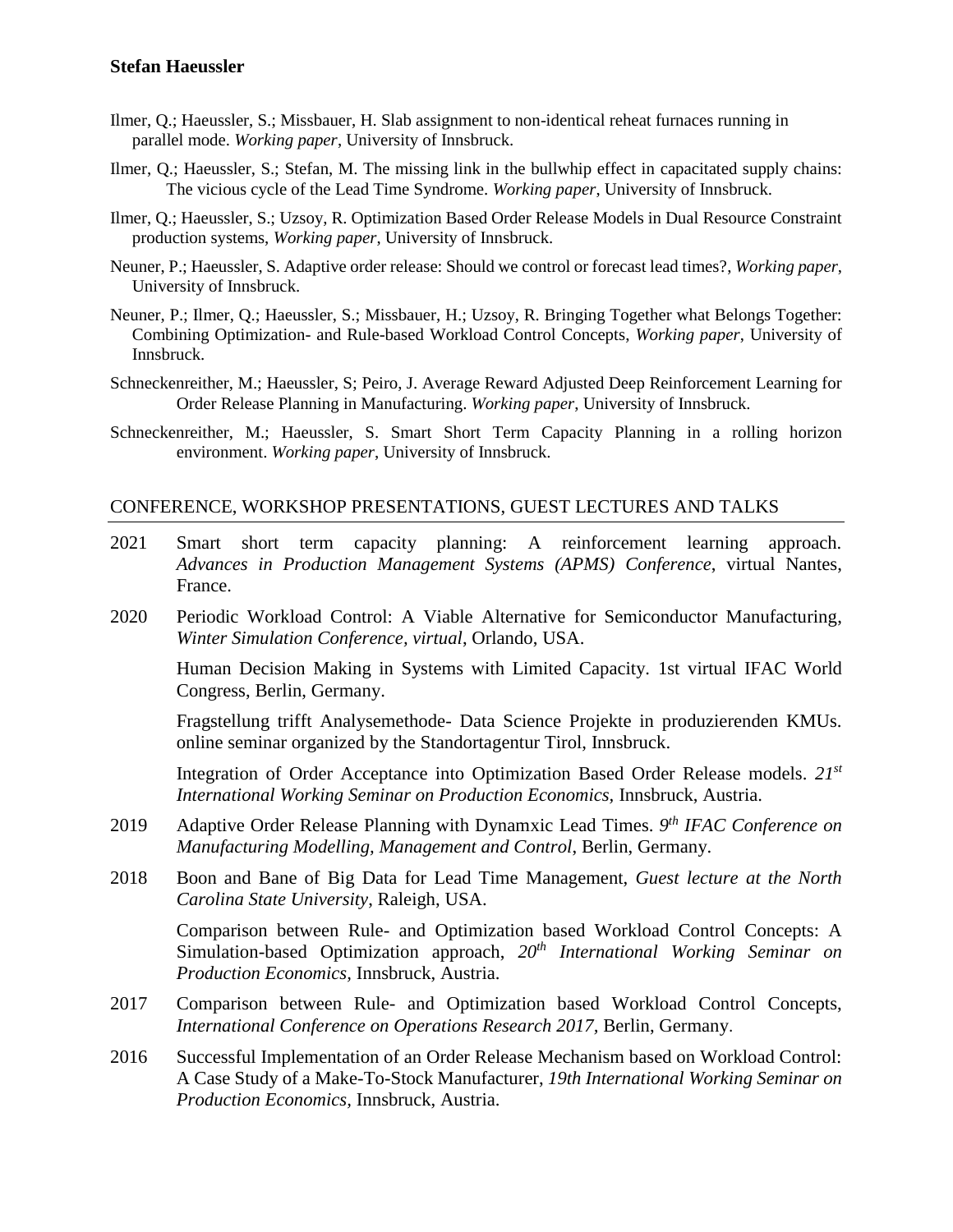- Ilmer, Q.; Haeussler, S.; Missbauer, H. Slab assignment to non-identical reheat furnaces running in parallel mode. *Working paper*, University of Innsbruck.
- Ilmer, Q.; Haeussler, S.; Stefan, M. The missing link in the bullwhip effect in capacitated supply chains: The vicious cycle of the Lead Time Syndrome. *Working paper*, University of Innsbruck.
- Ilmer, Q.; Haeussler, S.; Uzsoy, R. Optimization Based Order Release Models in Dual Resource Constraint production systems, *Working paper*, University of Innsbruck.
- Neuner, P.; Haeussler, S. Adaptive order release: Should we control or forecast lead times?, *Working paper*, University of Innsbruck.
- Neuner, P.; Ilmer, Q.; Haeussler, S.; Missbauer, H.; Uzsoy, R. Bringing Together what Belongs Together: Combining Optimization- and Rule-based Workload Control Concepts, *Working paper*, University of Innsbruck.
- Schneckenreither, M.; Haeussler, S; Peiro, J. Average Reward Adjusted Deep Reinforcement Learning for Order Release Planning in Manufacturing. *Working paper*, University of Innsbruck.
- Schneckenreither, M.; Haeussler, S. Smart Short Term Capacity Planning in a rolling horizon environment. *Working paper*, University of Innsbruck.

## CONFERENCE, WORKSHOP PRESENTATIONS, GUEST LECTURES AND TALKS

**2021** Smart short term capacity planning: A reinforcement learning approach. *Advances in Production Management Systems (APMS) Conference*, virtual Nantes, France.

**2020** Periodic Workload Control: A Viable Alternative for Semiconductor Manufacturing, *Winter Simulation Conference, virtual*, Orlando, USA.

Human Decision Making in Systems with Limited Capacity. 1st virtual IFAC World Congress, Berlin, Germany.

Fragstellung trifft Analysemethode- Data Science Projekte in produzierenden KMUs. online seminar organized by the Standortagentur Tirol, Innsbruck.

Integration of Order Acceptance into Optimization Based Order Release models. *21st International Working Seminar on Production Economics*, Innsbruck, Austria.

**2019** Adaptive Order Release Planning with Dynamxic Lead Times. *9th IFAC Conference on Manufacturing Modelling, Management and Control*, Berlin, Germany.

**2018** Boon and Bane of Big Data for Lead Time Management, *Guest lecture at the North Carolina State University*, Raleigh, USA.

Comparison between Rule- and Optimization based Workload Control Concepts: A Simulation-based Optimization approach, *20th International Working Seminar on Production Economics*, Innsbruck, Austria.

**2017** Comparison between Rule- and Optimization based Workload Control Concepts, *International Conference on Operations Research 2017*, Berlin, Germany.

**2016** Successful Implementation of an Order Release Mechanism based on Workload Control: A Case Study of a Make-To-Stock Manufacturer, *19th International Working Seminar on Production Economics*, Innsbruck, Austria.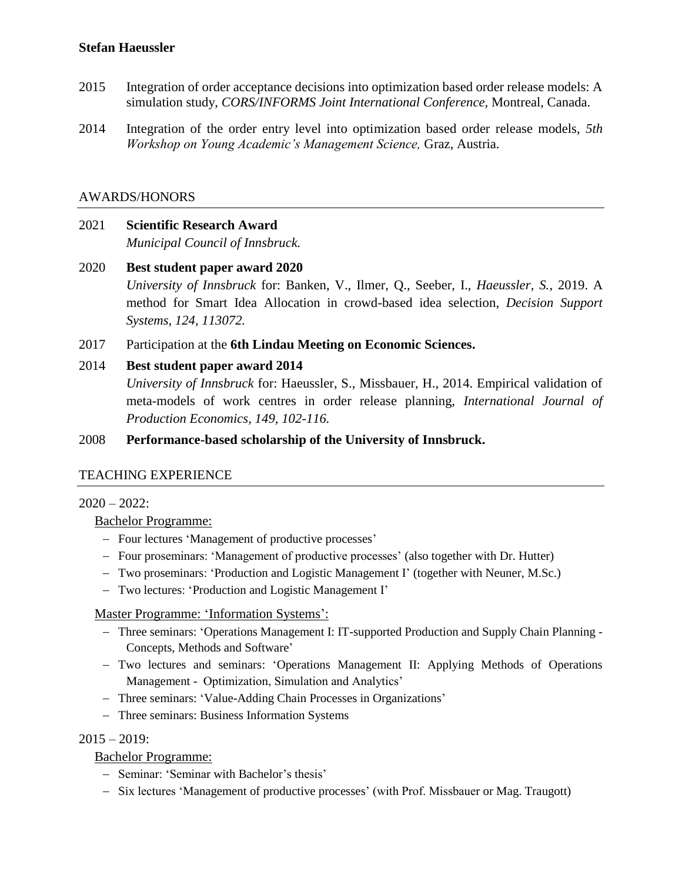2015 Integration of order acceptance decisions into optimization based order release models: A simulation study, *CORS/INFORMS Joint International Conference,* Montreal, Canada.

2014 Integration of the order entry level into optimization based order release models, *5th Workshop on Young Academic's Management Science,* Graz, Austria.

## AWARDS/HONORS

2021 **Scientific Research Award**
*Municipal Council of Innsbruck.*

2020 **Best student paper award 2020**
*University of Innsbruck* for: Banken, V., Ilmer, Q., Seeber, I., *Haeussler, S.*, 2019. A method for Smart Idea Allocation in crowd-based idea selection, *Decision Support Systems, 124, 113072.*

2017 Participation at the **6th Lindau Meeting on Economic Sciences.**

2014 **Best student paper award 2014**
*University of Innsbruck* for: Haeussler, S., Missbauer, H., 2014. Empirical validation of meta-models of work centres in order release planning, *International Journal of Production Economics, 149, 102-116.*

2008 **Performance-based scholarship of the University of Innsbruck.**

## TEACHING EXPERIENCE

2020 – 2022:

Bachelor Programme:

- Four lectures 'Management of productive processes'
- Four proseminars: 'Management of productive processes' (also together with Dr. Hutter)
- Two proseminars: 'Production and Logistic Management I' (together with Neuner, M.Sc.)
- Two lectures: 'Production and Logistic Management I'

Master Programme: 'Information Systems':

- Three seminars: 'Operations Management I: IT-supported Production and Supply Chain Planning - Concepts, Methods and Software'
- Two lectures and seminars: 'Operations Management II: Applying Methods of Operations Management - Optimization, Simulation and Analytics'
- Three seminars: 'Value-Adding Chain Processes in Organizations'
- Three seminars: Business Information Systems

2015 – 2019:

Bachelor Programme:

- Seminar: 'Seminar with Bachelor's thesis'
- Six lectures 'Management of productive processes' (with Prof. Missbauer or Mag. Traugott)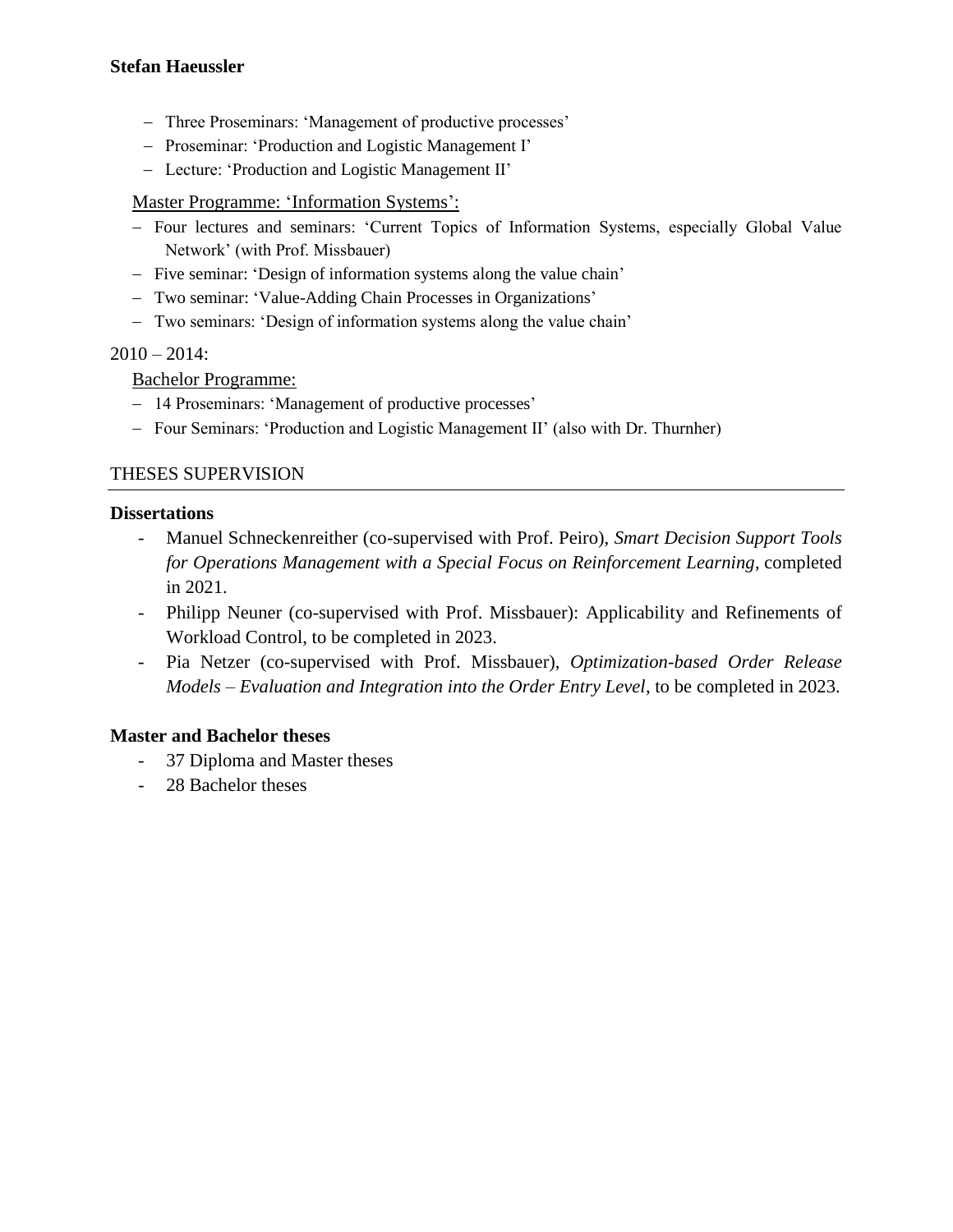- Three Proseminars: 'Management of productive processes'
- Proseminar: 'Production and Logistic Management I'
- Lecture: 'Production and Logistic Management II'

Master Programme: 'Information Systems':

- Four lectures and seminars: 'Current Topics of Information Systems, especially Global Value Network' (with Prof. Missbauer)
- Five seminar: 'Design of information systems along the value chain'
- Two seminar: 'Value-Adding Chain Processes in Organizations'
- Two seminars: 'Design of information systems along the value chain'

2010 – 2014:

Bachelor Programme:

- 14 Proseminars: 'Management of productive processes'
- Four Seminars: 'Production and Logistic Management II' (also with Dr. Thurnher)

## THESES SUPERVISION

**Dissertations**

- Manuel Schneckenreither (co-supervised with Prof. Peiro), *Smart Decision Support Tools for Operations Management with a Special Focus on Reinforcement Learning*, completed in 2021.
- Philipp Neuner (co-supervised with Prof. Missbauer): Applicability and Refinements of Workload Control, to be completed in 2023.
- Pia Netzer (co-supervised with Prof. Missbauer), *Optimization-based Order Release Models – Evaluation and Integration into the Order Entry Level*, to be completed in 2023.

**Master and Bachelor theses**

- 37 Diploma and Master theses
- 28 Bachelor theses